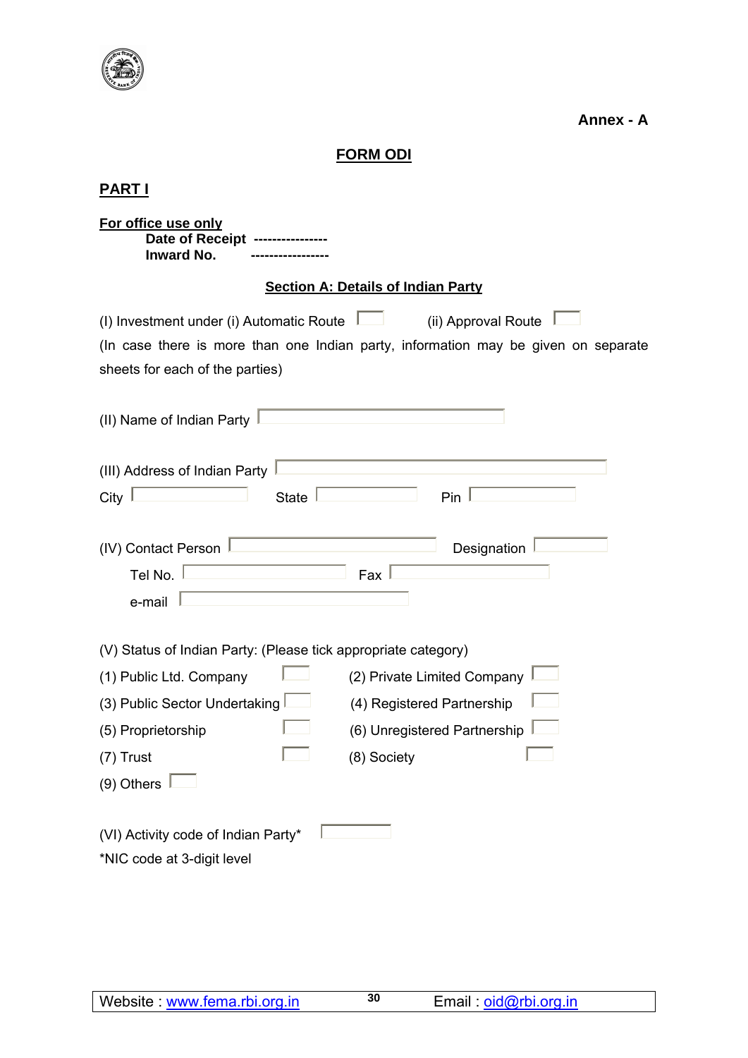**Annex - A**

# FORM ODI

## PART I

**For office use only**

**Date of Receipt ----------------**

**Inward No. -----------------**

### Section A: Details of Indian Party

(I) Investment under (i) Automatic Route ☐ (ii) Approval Route ☐

(In case there is more than one Indian party, information may be given on separate sheets for each of the parties)

(II) Name of Indian Party ____________________

(III) Address of Indian Party ____________________

City __________ State __________ Pin __________

(IV) Contact Person ____________________ Designation __________

Tel No. __________ Fax __________

e-mail ____________________

(V) Status of Indian Party: (Please tick appropriate category)

| | | | |
|---|---|---|---|
| (1) Public Ltd. Company | ☐ | (2) Private Limited Company | ☐ |
| (3) Public Sector Undertaking | ☐ | (4) Registered Partnership | ☐ |
| (5) Proprietorship | ☐ | (6) Unregistered Partnership | ☐ |
| (7) Trust | ☐ | (8) Society | ☐ |
| (9) Others | ☐ | | |

(VI) Activity code of Indian Party* __________

*NIC code at 3-digit level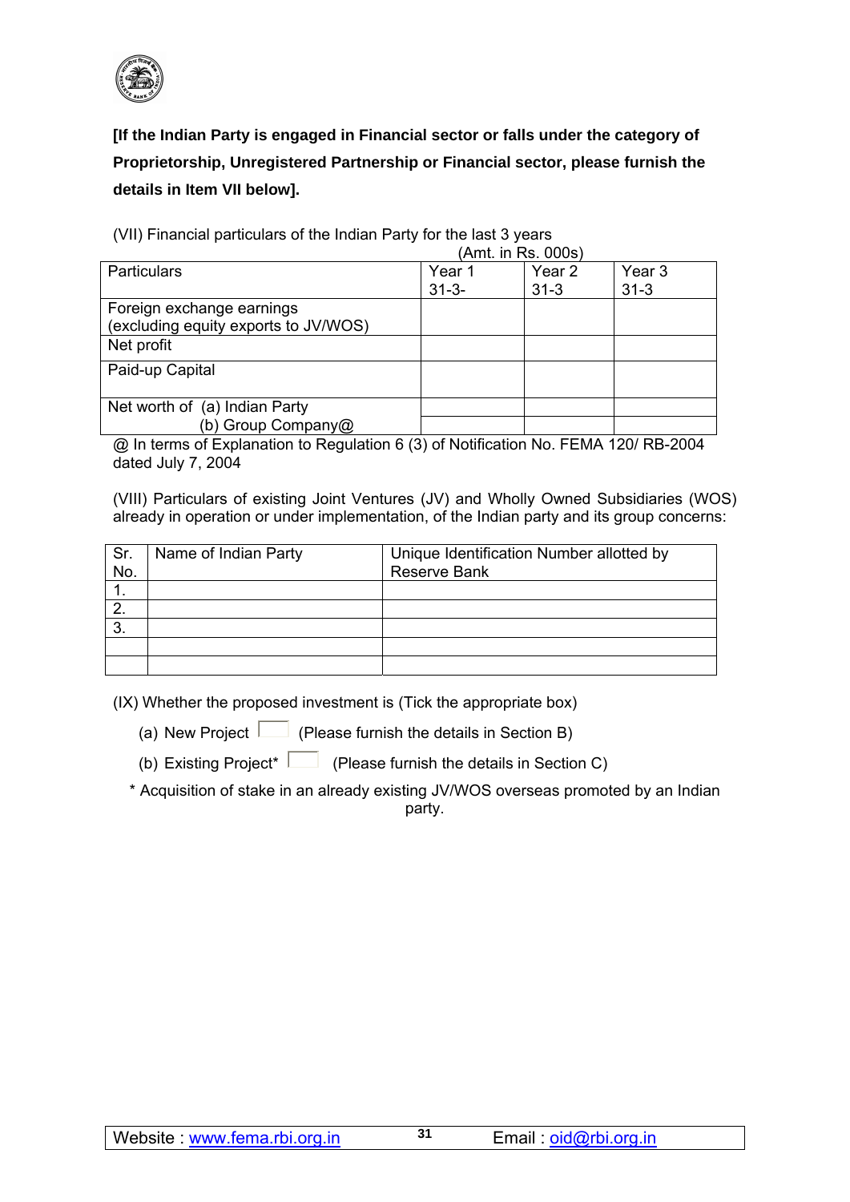**[If the Indian Party is engaged in Financial sector or falls under the category of Proprietorship, Unregistered Partnership or Financial sector, please furnish the details in Item VII below].**

(VII) Financial particulars of the Indian Party for the last 3 years

(Amt. in Rs. 000s)

| Particulars | Year 1 31-3- | Year 2 31-3 | Year 3 31-3 |
|---|---|---|---|
| Foreign exchange earnings (excluding equity exports to JV/WOS) | | | |
| Net profit | | | |
| Paid-up Capital | | | |
| Net worth of (a) Indian Party | | | |
| (b) Group Company@ | | | |

@ In terms of Explanation to Regulation 6 (3) of Notification No. FEMA 120/ RB-2004 dated July 7, 2004

(VIII) Particulars of existing Joint Ventures (JV) and Wholly Owned Subsidiaries (WOS) already in operation or under implementation, of the Indian party and its group concerns:

| Sr. No. | Name of Indian Party | Unique Identification Number allotted by Reserve Bank |
|---|---|---|
| 1. | | |
| 2. | | |
| 3. | | |
| | | |
| | | |

(IX) Whether the proposed investment is (Tick the appropriate box)

(a) New Project ☐ (Please furnish the details in Section B)

(b) Existing Project* ☐ (Please furnish the details in Section C)

* Acquisition of stake in an already existing JV/WOS overseas promoted by an Indian party.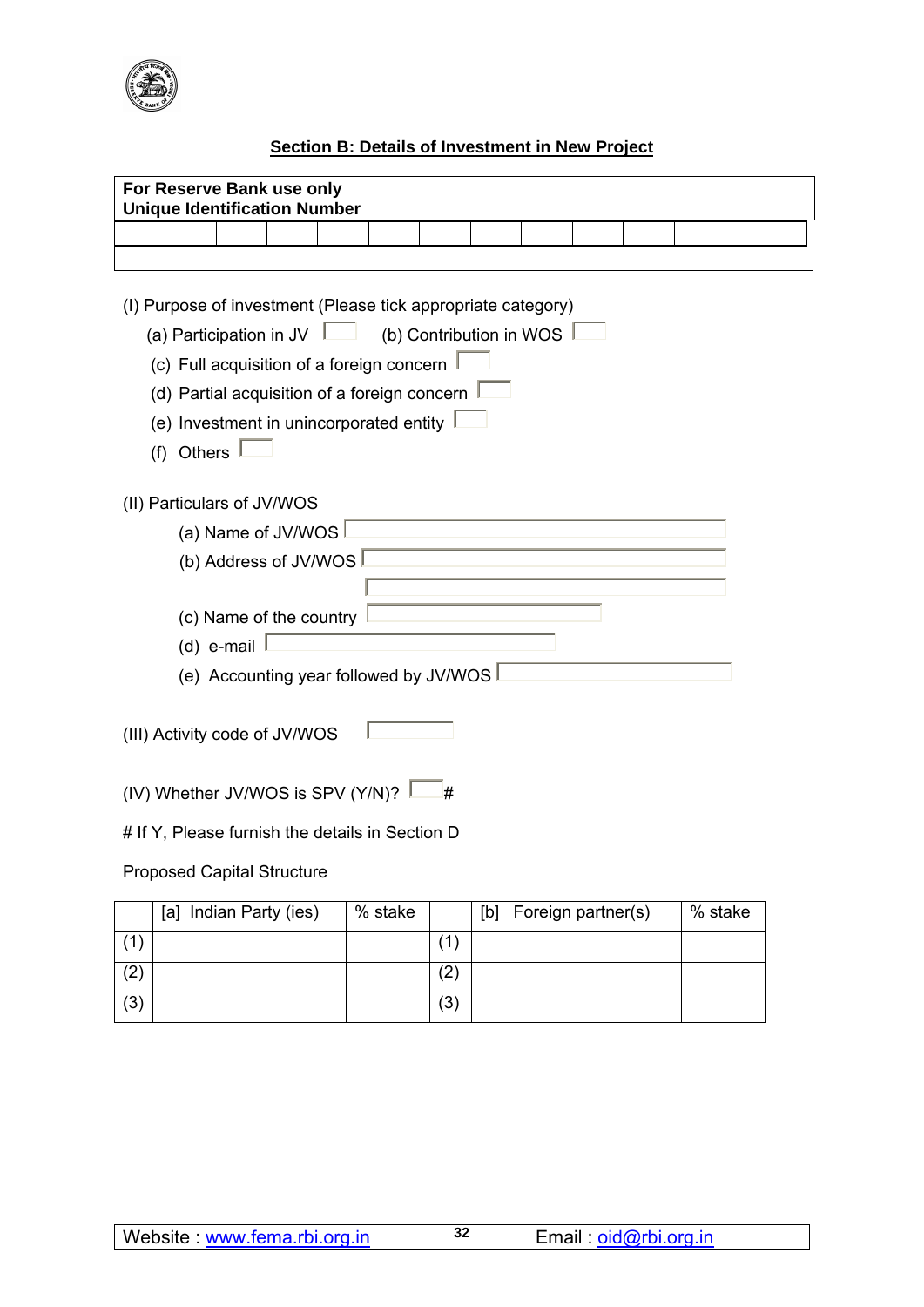## Section B: Details of Investment in New Project

| **For Reserve Bank use only**<br>**Unique Identification Number** | | | | | | | | | | | | | |
|---|---|---|---|---|---|---|---|---|---|---|---|---|---|
| | | | | | | | | | | | | | |
| | | | | | | | | | | | | | |

(I) Purpose of investment (Please tick appropriate category)

(a) Participation in JV ☐ (b) Contribution in WOS ☐

(c) Full acquisition of a foreign concern ☐

(d) Partial acquisition of a foreign concern ☐

(e) Investment in unincorporated entity ☐

(f) Others ☐

(II) Particulars of JV/WOS

(a) Name of JV/WOS ☐

(b) Address of JV/WOS ☐

(c) Name of the country ☐

(d) e-mail ☐

(e) Accounting year followed by JV/WOS ☐

(III) Activity code of JV/WOS ☐

(IV) Whether JV/WOS is SPV (Y/N)? ☐ #

# If Y, Please furnish the details in Section D

Proposed Capital Structure

| | [a] Indian Party (ies) | % stake | | [b] Foreign partner(s) | % stake |
|---|---|---|---|---|---|
| (1) | | | (1) | | |
| (2) | | | (2) | | |
| (3) | | | (3) | | |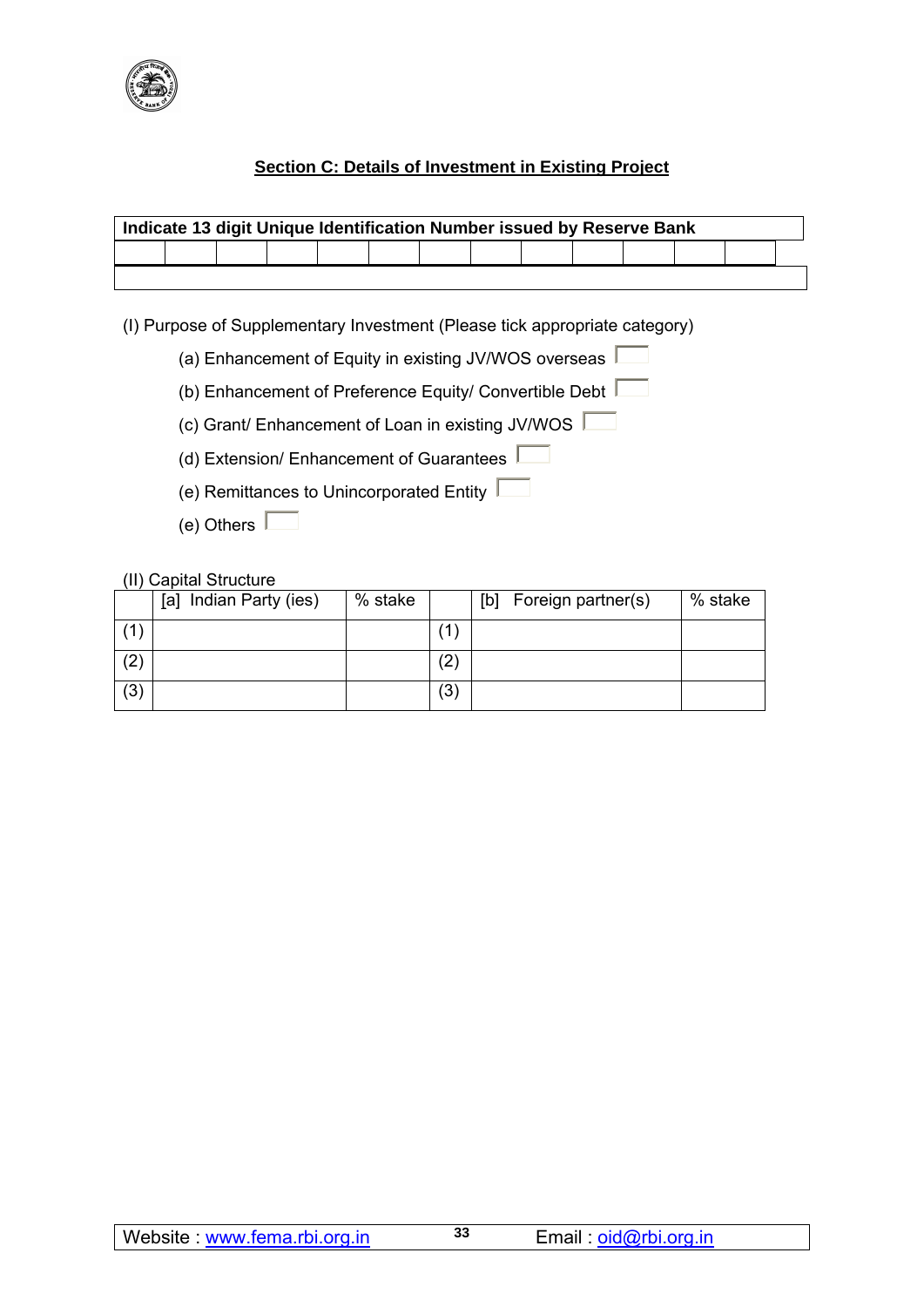## Section C: Details of Investment in Existing Project

| Indicate 13 digit Unique Identification Number issued by Reserve Bank | | | | | | | | | | | | |
|---|---|---|---|---|---|---|---|---|---|---|---|---|
| | | | | | | | | | | | | |

(I) Purpose of Supplementary Investment (Please tick appropriate category)

(a) Enhancement of Equity in existing JV/WOS overseas ☐

(b) Enhancement of Preference Equity/ Convertible Debt ☐

(c) Grant/ Enhancement of Loan in existing JV/WOS ☐

(d) Extension/ Enhancement of Guarantees ☐

(e) Remittances to Unincorporated Entity ☐

(e) Others ☐

(II) Capital Structure

| | [a] Indian Party (ies) | % stake | | [b] Foreign partner(s) | % stake |
|---|---|---|---|---|---|
| (1) | | | (1) | | |
| (2) | | | (2) | | |
| (3) | | | (3) | | |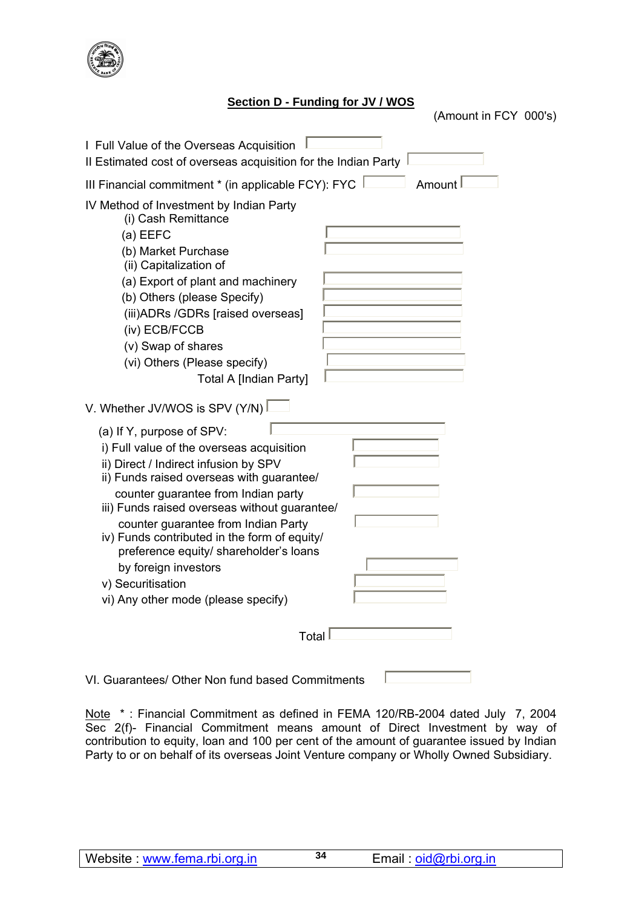## Section D - Funding for JV / WOS

(Amount in FCY 000's)

I Full Value of the Overseas Acquisition

II Estimated cost of overseas acquisition for the Indian Party

III Financial commitment * (in applicable FCY): FYC Amount

IV Method of Investment by Indian Party

- (i) Cash Remittance
  - (a) EEFC
  - (b) Market Purchase
- (ii) Capitalization of
  - (a) Export of plant and machinery
  - (b) Others (please Specify)
- (iii)ADRs /GDRs [raised overseas]
- (iv) ECB/FCCB
- (v) Swap of shares
- (vi) Others (Please specify)

Total A [Indian Party]

V. Whether JV/WOS is SPV (Y/N)

(a) If Y, purpose of SPV:

- i) Full value of the overseas acquisition
- ii) Direct / Indirect infusion by SPV
- ii) Funds raised overseas with guarantee/ counter guarantee from Indian party
- iii) Funds raised overseas without guarantee/ counter guarantee from Indian Party
- iv) Funds contributed in the form of equity/ preference equity/ shareholder's loans by foreign investors
- v) Securitisation
- vi) Any other mode (please specify)

Total

VI. Guarantees/ Other Non fund based Commitments

Note * : Financial Commitment as defined in FEMA 120/RB-2004 dated July 7, 2004 Sec 2(f)- Financial Commitment means amount of Direct Investment by way of contribution to equity, loan and 100 per cent of the amount of guarantee issued by Indian Party to or on behalf of its overseas Joint Venture company or Wholly Owned Subsidiary.

Website : www.fema.rbi.org.in Email : oid@rbi.org.in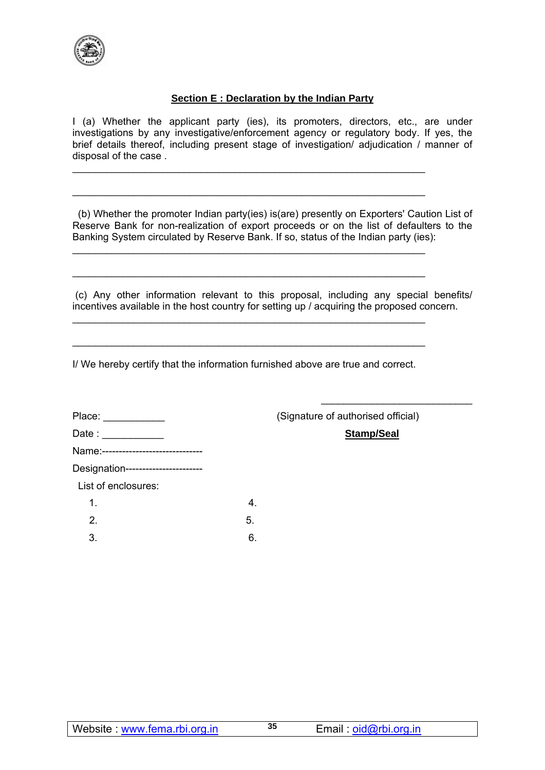## Section E : Declaration by the Indian Party

I (a) Whether the applicant party (ies), its promoters, directors, etc., are under investigations by any investigative/enforcement agency or regulatory body. If yes, the brief details thereof, including present stage of investigation/ adjudication / manner of disposal of the case .

_______________________________________________________________

_______________________________________________________________

(b) Whether the promoter Indian party(ies) is(are) presently on Exporters' Caution List of Reserve Bank for non-realization of export proceeds or on the list of defaulters to the Banking System circulated by Reserve Bank. If so, status of the Indian party (ies):

_______________________________________________________________

_______________________________________________________________

(c) Any other information relevant to this proposal, including any special benefits/ incentives available in the host country for setting up / acquiring the proposed concern.

_______________________________________________________________

_______________________________________________________________

I/ We hereby certify that the information furnished above are true and correct.

___________________________

Place: ___________ (Signature of authorised official)

Date : ___________ **Stamp/Seal**

Name:------------------------------

Designation-----------------------

List of enclosures:

1. 
2. 
3. 
4. 
5. 
6.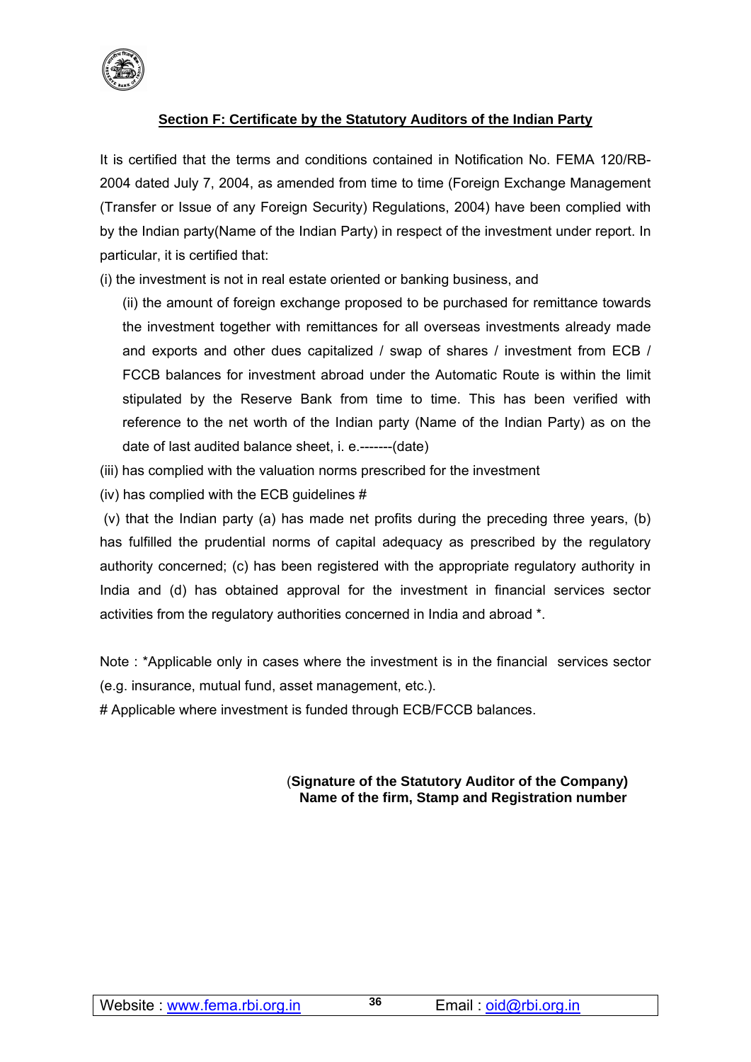## Section F: Certificate by the Statutory Auditors of the Indian Party

It is certified that the terms and conditions contained in Notification No. FEMA 120/RB-2004 dated July 7, 2004, as amended from time to time (Foreign Exchange Management (Transfer or Issue of any Foreign Security) Regulations, 2004) have been complied with by the Indian party(Name of the Indian Party) in respect of the investment under report. In particular, it is certified that:

(i) the investment is not in real estate oriented or banking business, and

(ii) the amount of foreign exchange proposed to be purchased for remittance towards the investment together with remittances for all overseas investments already made and exports and other dues capitalized / swap of shares / investment from ECB / FCCB balances for investment abroad under the Automatic Route is within the limit stipulated by the Reserve Bank from time to time. This has been verified with reference to the net worth of the Indian party (Name of the Indian Party) as on the date of last audited balance sheet, i. e.-------(date)

(iii) has complied with the valuation norms prescribed for the investment

(iv) has complied with the ECB guidelines #

(v) that the Indian party (a) has made net profits during the preceding three years, (b) has fulfilled the prudential norms of capital adequacy as prescribed by the regulatory authority concerned; (c) has been registered with the appropriate regulatory authority in India and (d) has obtained approval for the investment in financial services sector activities from the regulatory authorities concerned in India and abroad *.

Note : *Applicable only in cases where the investment is in the financial services sector (e.g. insurance, mutual fund, asset management, etc.).

# Applicable where investment is funded through ECB/FCCB balances.

**(Signature of the Statutory Auditor of the Company)**
**Name of the firm, Stamp and Registration number**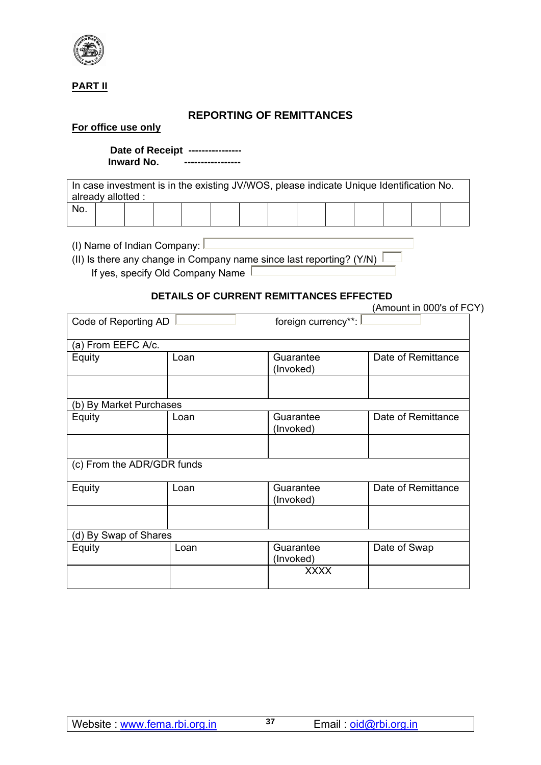**PART II**

### REPORTING OF REMITTANCES

**For office use only**

**Date of Receipt ----------------**
**Inward No. -----------------**

| In case investment is in the existing JV/WOS, please indicate Unique Identification No. already allotted : | | | | | | | | | | | | | |
|---|---|---|---|---|---|---|---|---|---|---|---|---|---|
| No. | | | | | | | | | | | | | |

(I) Name of Indian Company:

(II) Is there any change in Company name since last reporting? (Y/N)

If yes, specify Old Company Name

### DETAILS OF CURRENT REMITTANCES EFFECTED

(Amount in 000's of FCY)

| Code of Reporting AD | | foreign currency**: | |
|---|---|---|---|
| (a) From EEFC A/c. | | | |
| Equity | Loan | Guarantee (Invoked) | Date of Remittance |
| | | | |
| (b) By Market Purchases | | | |
| Equity | Loan | Guarantee (Invoked) | Date of Remittance |
| | | | |
| (c) From the ADR/GDR funds | | | |
| Equity | Loan | Guarantee (Invoked) | Date of Remittance |
| | | | |
| (d) By Swap of Shares | | | |
| Equity | Loan | Guarantee (Invoked) | Date of Swap |
| | | XXXX | |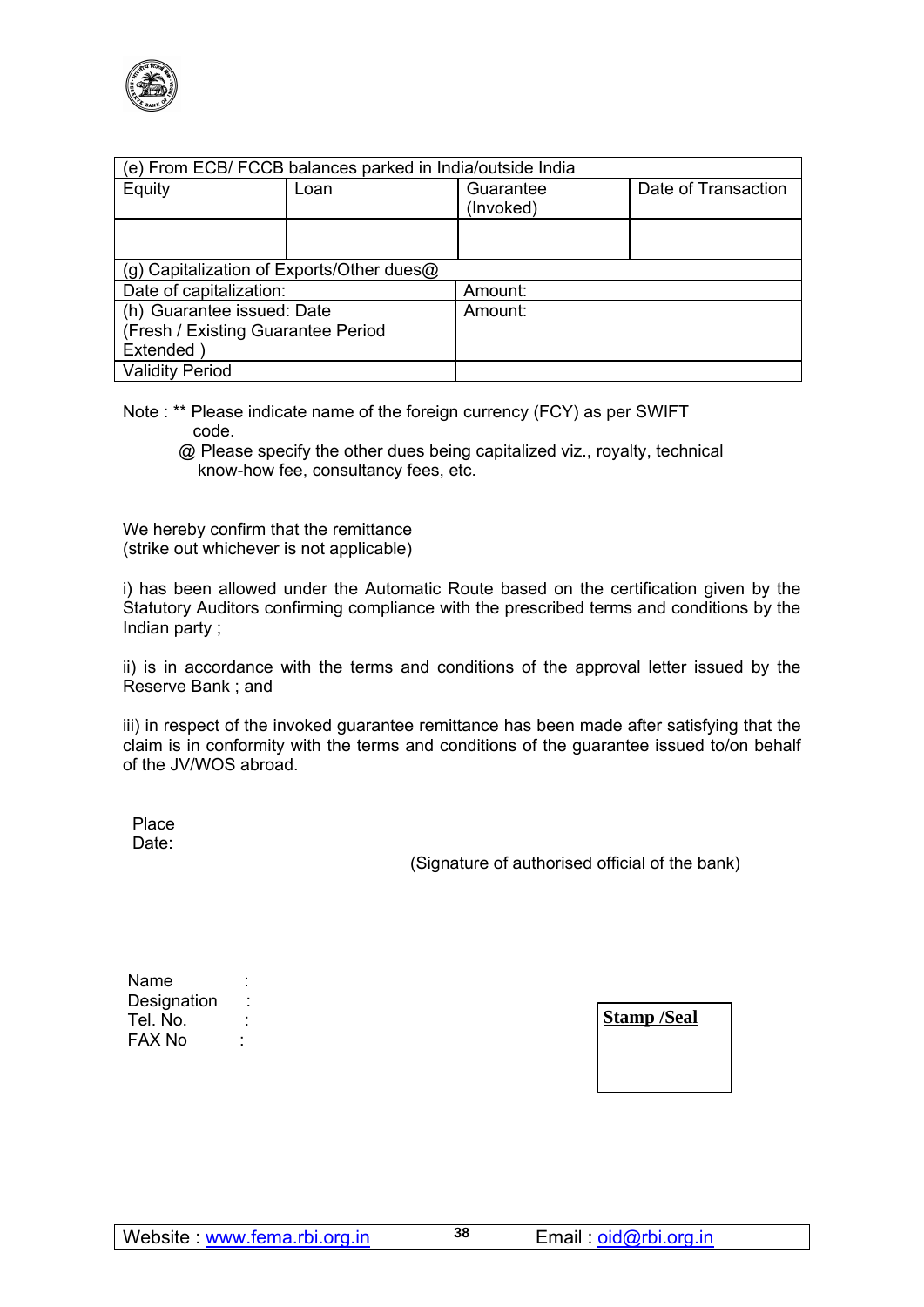| (e) From ECB/ FCCB balances parked in India/outside India | | | |
|---|---|---|---|
| Equity | Loan | Guarantee (Invoked) | Date of Transaction |
| | | | |
| (g) Capitalization of Exports/Other dues@ | | | |
| Date of capitalization: | | Amount: | |
| (h) Guarantee issued: Date (Fresh / Existing Guarantee Period Extended ) | | Amount: | |
| Validity Period | | | |

Note : ** Please indicate name of the foreign currency (FCY) as per SWIFT code.

@ Please specify the other dues being capitalized viz., royalty, technical know-how fee, consultancy fees, etc.

We hereby confirm that the remittance
(strike out whichever is not applicable)

i) has been allowed under the Automatic Route based on the certification given by the Statutory Auditors confirming compliance with the prescribed terms and conditions by the Indian party ;

ii) is in accordance with the terms and conditions of the approval letter issued by the Reserve Bank ; and

iii) in respect of the invoked guarantee remittance has been made after satisfying that the claim is in conformity with the terms and conditions of the guarantee issued to/on behalf of the JV/WOS abroad.

Place
Date:

(Signature of authorised official of the bank)

Name :
Designation :
Tel. No. :
FAX No :

**Stamp /Seal**

Website : www.fema.rbi.org.in    Email : oid@rbi.org.in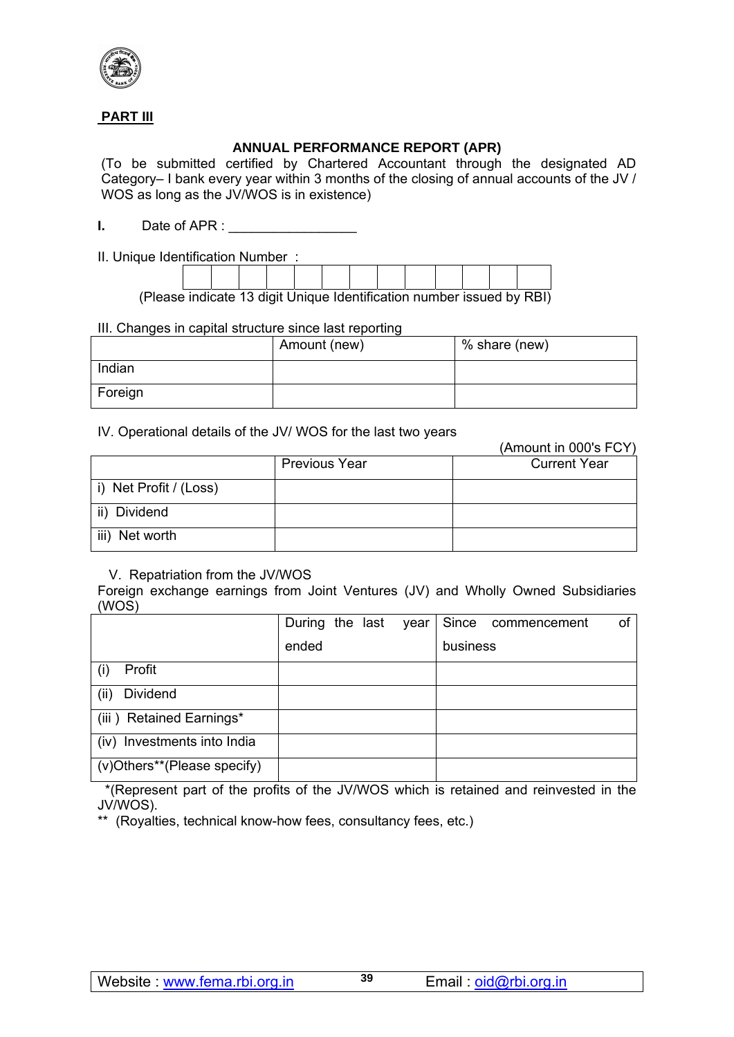**PART III**

**ANNUAL PERFORMANCE REPORT (APR)**

(To be submitted certified by Chartered Accountant through the designated AD Category– I bank every year within 3 months of the closing of annual accounts of the JV / WOS as long as the JV/WOS is in existence)

**I.** Date of APR : _________________

II. Unique Identification Number :

| | | | | | | | | | | | | |
|---|---|---|---|---|---|---|---|---|---|---|---|---|
| | | | | | | | | | | | | |

(Please indicate 13 digit Unique Identification number issued by RBI)

III. Changes in capital structure since last reporting

| | Amount (new) | % share (new) |
|---|---|---|
| Indian | | |
| Foreign | | |

IV. Operational details of the JV/ WOS for the last two years

(Amount in 000's FCY)

| | Previous Year | Current Year |
|---|---|---|
| i) Net Profit / (Loss) | | |
| ii) Dividend | | |
| iii) Net worth | | |

V. Repatriation from the JV/WOS

Foreign exchange earnings from Joint Ventures (JV) and Wholly Owned Subsidiaries (WOS)

| | During the last year ended | Since commencement of business |
|---|---|---|
| (i) Profit | | |
| (ii) Dividend | | |
| (iii ) Retained Earnings* | | |
| (iv) Investments into India | | |
| (v)Others**(Please specify) | | |

*(Represent part of the profits of the JV/WOS which is retained and reinvested in the JV/WOS).

** (Royalties, technical know-how fees, consultancy fees, etc.)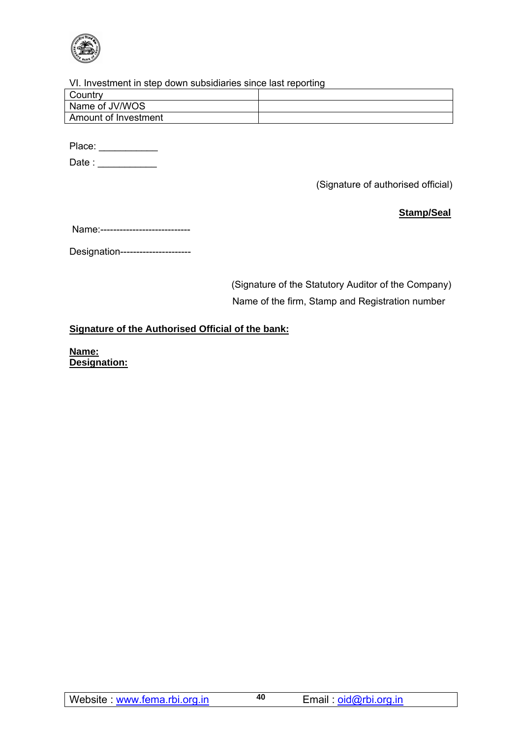VI. Investment in step down subsidiaries since last reporting

| Country | |
|---|---|
| Name of JV/WOS | |
| Amount of Investment | |

Place: ___________

Date : ___________

(Signature of authorised official)

**Stamp/Seal**

Name:----------------------------

Designation---------------------

(Signature of the Statutory Auditor of the Company)

Name of the firm, Stamp and Registration number

**Signature of the Authorised Official of the bank:**

**Name:**
**Designation:**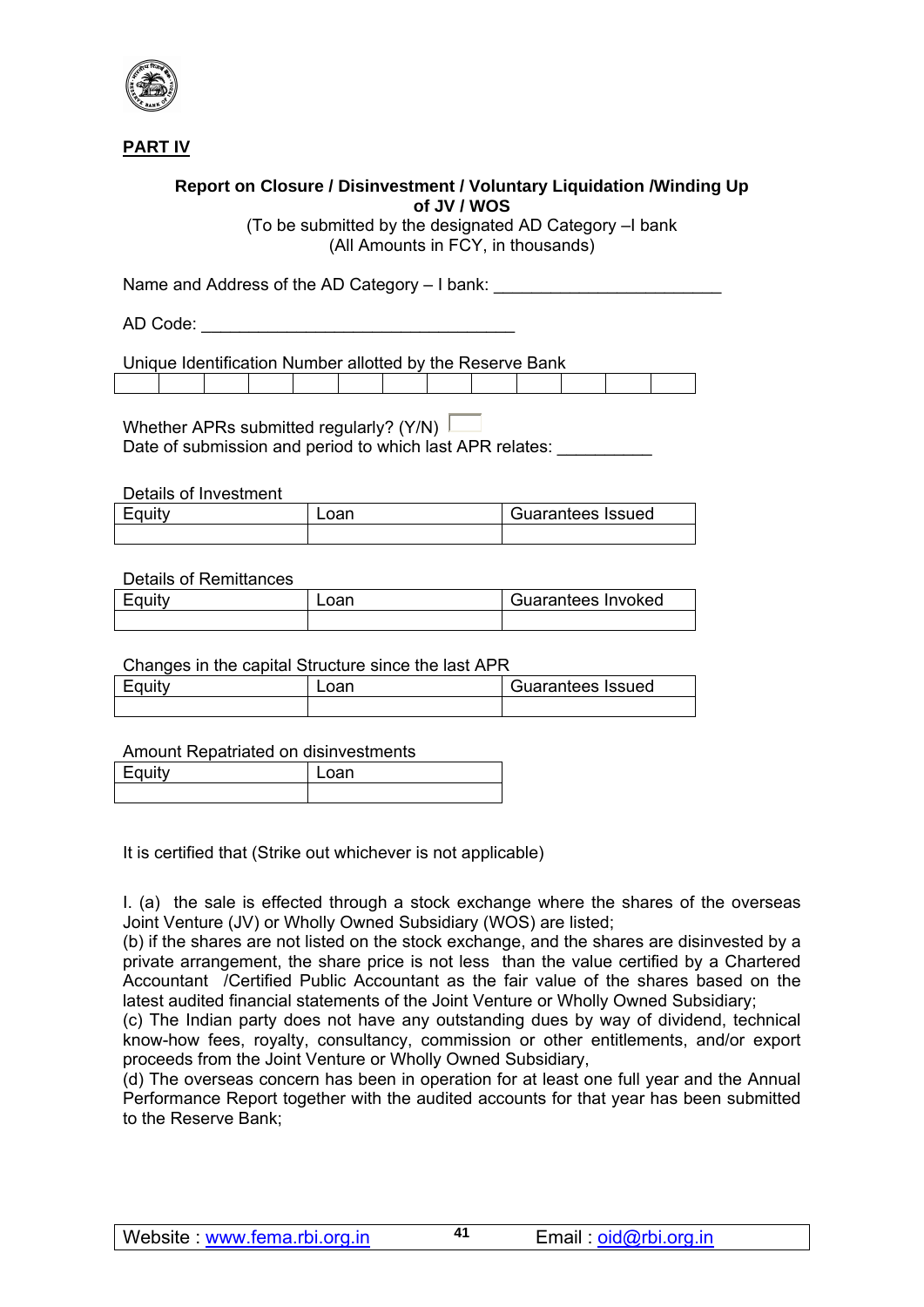**PART IV**

**Report on Closure / Disinvestment / Voluntary Liquidation /Winding Up of JV / WOS**

(To be submitted by the designated AD Category –I bank
(All Amounts in FCY, in thousands)

Name and Address of the AD Category – I bank: ________________________

AD Code: _________________________________

Unique Identification Number allotted by the Reserve Bank

| | | | | | | | | | | | | |
|---|---|---|---|---|---|---|---|---|---|---|---|---|

Whether APRs submitted regularly? (Y/N) ☐

Date of submission and period to which last APR relates: __________

Details of Investment

| Equity | Loan | Guarantees Issued |
|---|---|---|
| | | |

Details of Remittances

| Equity | Loan | Guarantees Invoked |
|---|---|---|
| | | |

Changes in the capital Structure since the last APR

| Equity | Loan | Guarantees Issued |
|---|---|---|
| | | |

Amount Repatriated on disinvestments

| Equity | Loan |
|---|---|
| | |

It is certified that (Strike out whichever is not applicable)

I. (a) the sale is effected through a stock exchange where the shares of the overseas Joint Venture (JV) or Wholly Owned Subsidiary (WOS) are listed;
(b) if the shares are not listed on the stock exchange, and the shares are disinvested by a private arrangement, the share price is not less than the value certified by a Chartered Accountant /Certified Public Accountant as the fair value of the shares based on the latest audited financial statements of the Joint Venture or Wholly Owned Subsidiary;
(c) The Indian party does not have any outstanding dues by way of dividend, technical know-how fees, royalty, consultancy, commission or other entitlements, and/or export proceeds from the Joint Venture or Wholly Owned Subsidiary,
(d) The overseas concern has been in operation for at least one full year and the Annual Performance Report together with the audited accounts for that year has been submitted to the Reserve Bank;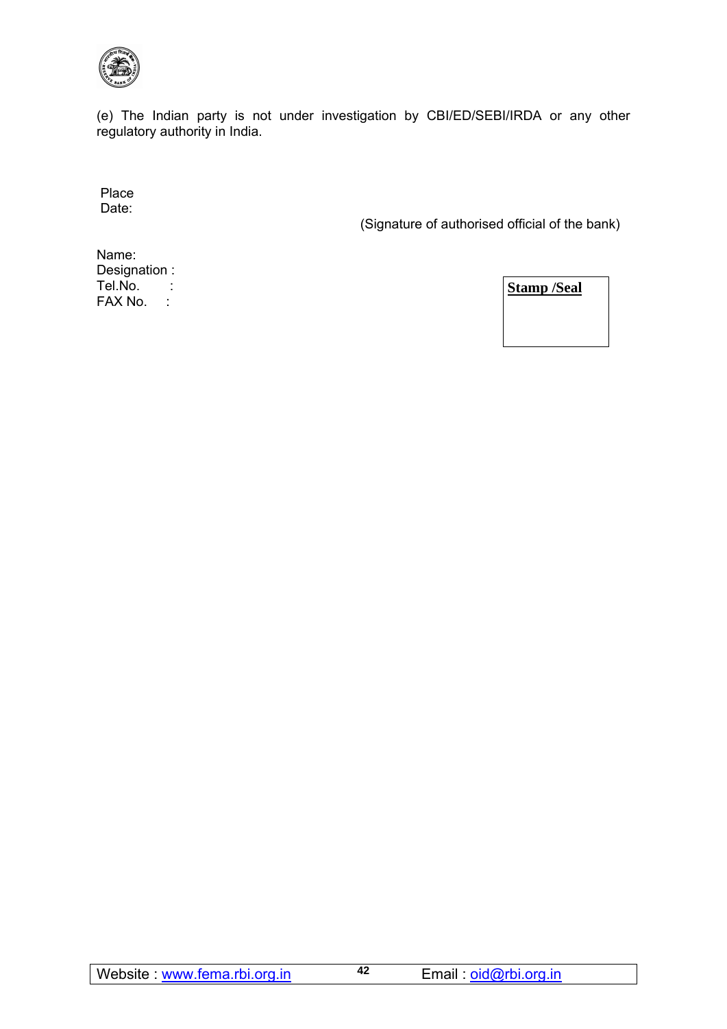(e) The Indian party is not under investigation by CBI/ED/SEBI/IRDA or any other regulatory authority in India.

Place
Date:

(Signature of authorised official of the bank)

Name:
Designation :
Tel.No. :
FAX No. :

**Stamp /Seal**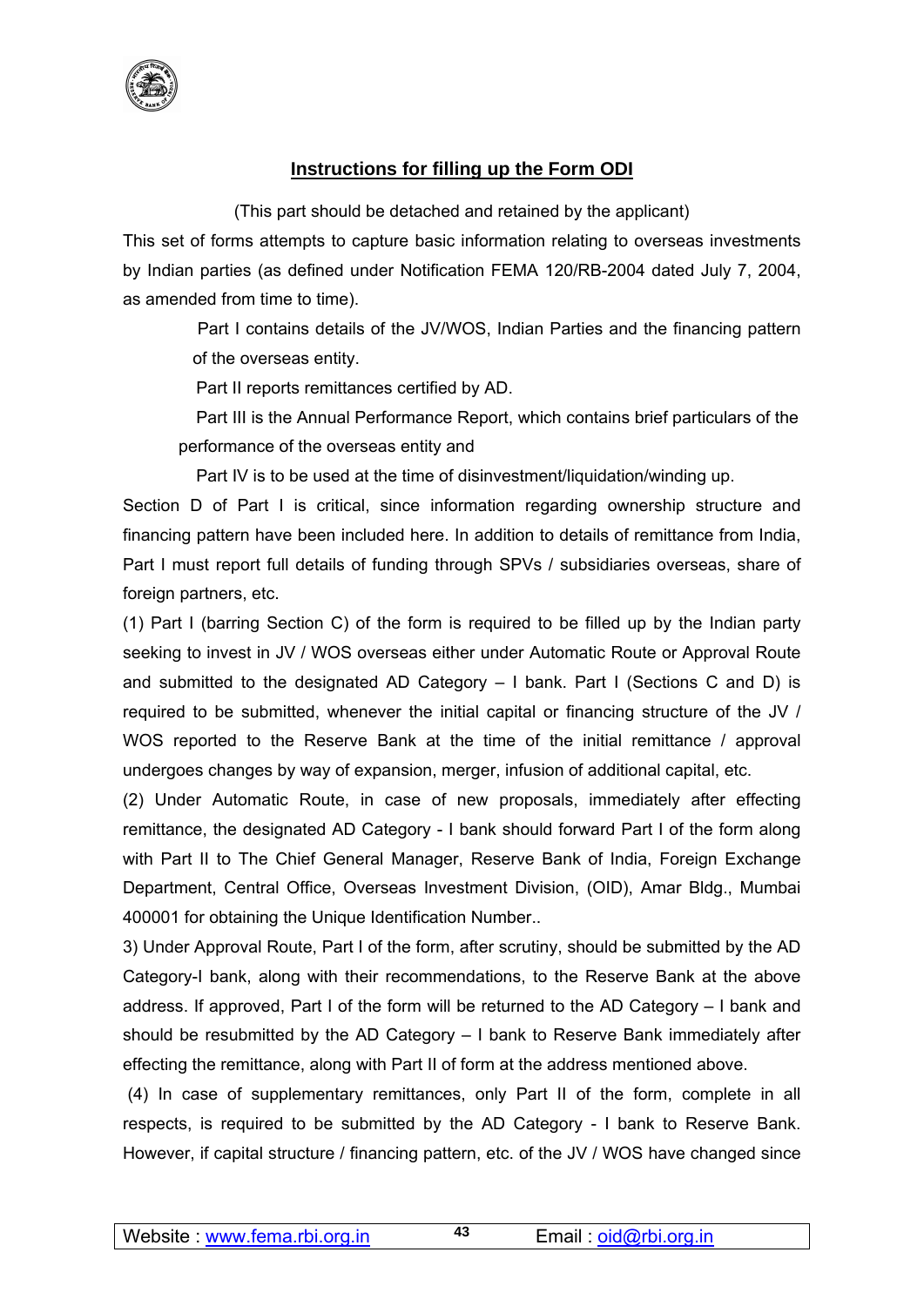## Instructions for filling up the Form ODI

(This part should be detached and retained by the applicant)

This set of forms attempts to capture basic information relating to overseas investments by Indian parties (as defined under Notification FEMA 120/RB-2004 dated July 7, 2004, as amended from time to time).

Part I contains details of the JV/WOS, Indian Parties and the financing pattern of the overseas entity.

Part II reports remittances certified by AD.

Part III is the Annual Performance Report, which contains brief particulars of the performance of the overseas entity and

Part IV is to be used at the time of disinvestment/liquidation/winding up.

Section D of Part I is critical, since information regarding ownership structure and financing pattern have been included here. In addition to details of remittance from India, Part I must report full details of funding through SPVs / subsidiaries overseas, share of foreign partners, etc.

(1) Part I (barring Section C) of the form is required to be filled up by the Indian party seeking to invest in JV / WOS overseas either under Automatic Route or Approval Route and submitted to the designated AD Category – I bank. Part I (Sections C and D) is required to be submitted, whenever the initial capital or financing structure of the JV / WOS reported to the Reserve Bank at the time of the initial remittance / approval undergoes changes by way of expansion, merger, infusion of additional capital, etc.

(2) Under Automatic Route, in case of new proposals, immediately after effecting remittance, the designated AD Category - I bank should forward Part I of the form along with Part II to The Chief General Manager, Reserve Bank of India, Foreign Exchange Department, Central Office, Overseas Investment Division, (OID), Amar Bldg., Mumbai 400001 for obtaining the Unique Identification Number..

3) Under Approval Route, Part I of the form, after scrutiny, should be submitted by the AD Category-I bank, along with their recommendations, to the Reserve Bank at the above address. If approved, Part I of the form will be returned to the AD Category – I bank and should be resubmitted by the AD Category – I bank to Reserve Bank immediately after effecting the remittance, along with Part II of form at the address mentioned above.

(4) In case of supplementary remittances, only Part II of the form, complete in all respects, is required to be submitted by the AD Category - I bank to Reserve Bank. However, if capital structure / financing pattern, etc. of the JV / WOS have changed since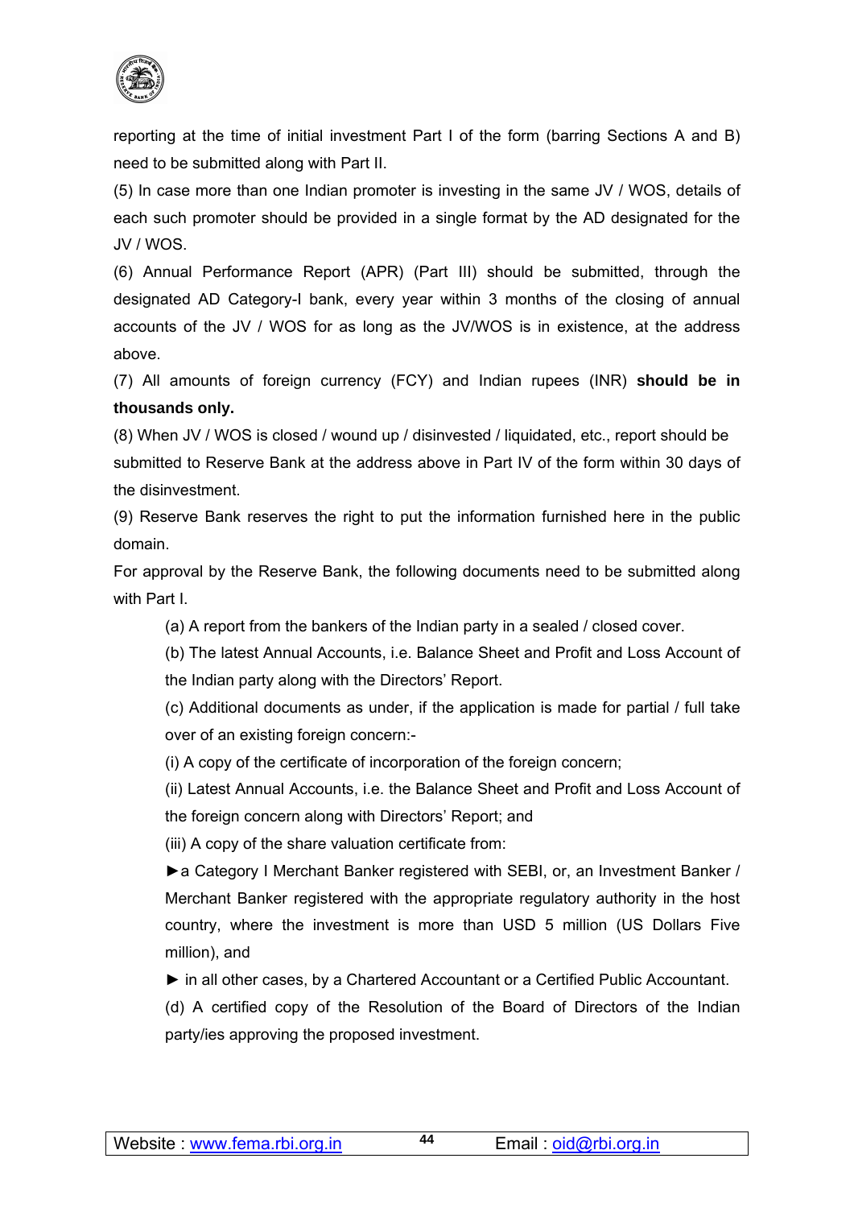reporting at the time of initial investment Part I of the form (barring Sections A and B) need to be submitted along with Part II.

(5) In case more than one Indian promoter is investing in the same JV / WOS, details of each such promoter should be provided in a single format by the AD designated for the JV / WOS.

(6) Annual Performance Report (APR) (Part III) should be submitted, through the designated AD Category-I bank, every year within 3 months of the closing of annual accounts of the JV / WOS for as long as the JV/WOS is in existence, at the address above.

(7) All amounts of foreign currency (FCY) and Indian rupees (INR) **should be in thousands only.**

(8) When JV / WOS is closed / wound up / disinvested / liquidated, etc., report should be submitted to Reserve Bank at the address above in Part IV of the form within 30 days of the disinvestment.

(9) Reserve Bank reserves the right to put the information furnished here in the public domain.

For approval by the Reserve Bank, the following documents need to be submitted along with Part I.

(a) A report from the bankers of the Indian party in a sealed / closed cover.

(b) The latest Annual Accounts, i.e. Balance Sheet and Profit and Loss Account of the Indian party along with the Directors' Report.

(c) Additional documents as under, if the application is made for partial / full take over of an existing foreign concern:-

(i) A copy of the certificate of incorporation of the foreign concern;

(ii) Latest Annual Accounts, i.e. the Balance Sheet and Profit and Loss Account of the foreign concern along with Directors' Report; and

(iii) A copy of the share valuation certificate from:

►a Category I Merchant Banker registered with SEBI, or, an Investment Banker / Merchant Banker registered with the appropriate regulatory authority in the host country, where the investment is more than USD 5 million (US Dollars Five million), and

► in all other cases, by a Chartered Accountant or a Certified Public Accountant.

(d) A certified copy of the Resolution of the Board of Directors of the Indian party/ies approving the proposed investment.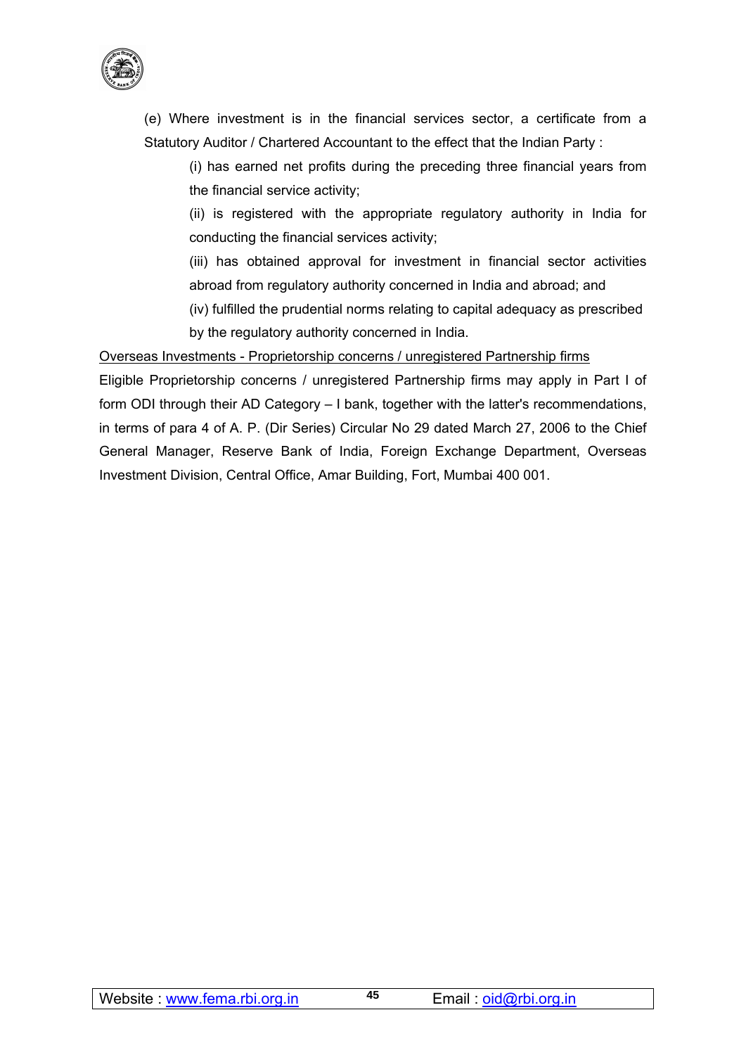(e) Where investment is in the financial services sector, a certificate from a Statutory Auditor / Chartered Accountant to the effect that the Indian Party :

(i) has earned net profits during the preceding three financial years from the financial service activity;

(ii) is registered with the appropriate regulatory authority in India for conducting the financial services activity;

(iii) has obtained approval for investment in financial sector activities abroad from regulatory authority concerned in India and abroad; and

(iv) fulfilled the prudential norms relating to capital adequacy as prescribed by the regulatory authority concerned in India.

<u>Overseas Investments - Proprietorship concerns / unregistered Partnership firms</u>

Eligible Proprietorship concerns / unregistered Partnership firms may apply in Part I of form ODI through their AD Category – I bank, together with the latter's recommendations, in terms of para 4 of A. P. (Dir Series) Circular No 29 dated March 27, 2006 to the Chief General Manager, Reserve Bank of India, Foreign Exchange Department, Overseas Investment Division, Central Office, Amar Building, Fort, Mumbai 400 001.